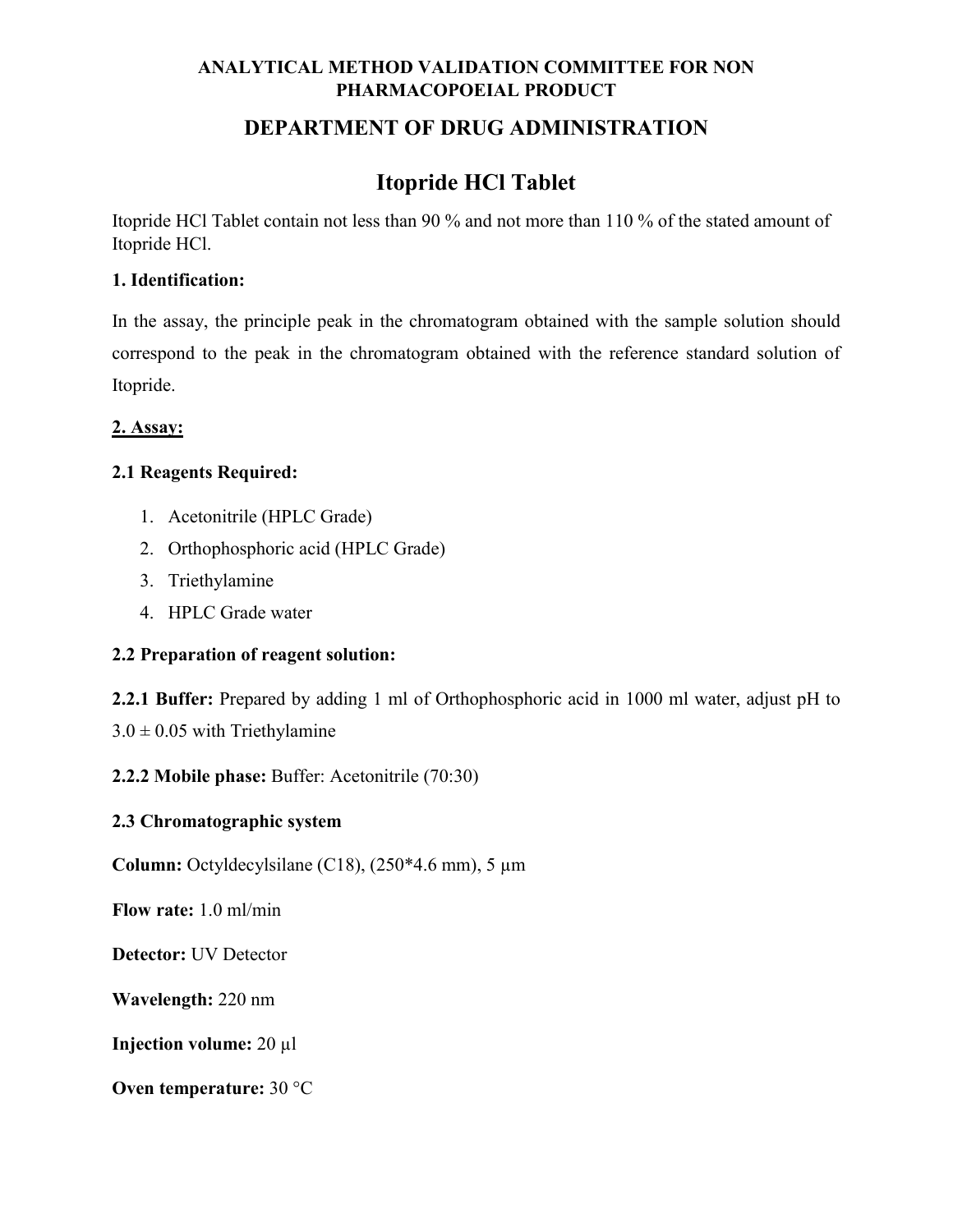**ANALYTICAL METHOD VALIDATION COMMITTEE FOR NON PHARMACOPOEIAL PRODUCT**

## DEPARTMENT OF DRUG ADMINISTRATION

# Itopride HCl Tablet

Itopride HCl Tablet contain not less than 90 % and not more than 110 % of the stated amount of Itopride HCl.

**1. Identification:**

In the assay, the principle peak in the chromatogram obtained with the sample solution should correspond to the peak in the chromatogram obtained with the reference standard solution of Itopride.

**2. Assay:**

**2.1 Reagents Required:**

1. Acetonitrile (HPLC Grade)
2. Orthophosphoric acid (HPLC Grade)
3. Triethylamine
4. HPLC Grade water

**2.2 Preparation of reagent solution:**

**2.2.1 Buffer:** Prepared by adding 1 ml of Orthophosphoric acid in 1000 ml water, adjust pH to 3.0 ± 0.05 with Triethylamine

**2.2.2 Mobile phase:** Buffer: Acetonitrile (70:30)

**2.3 Chromatographic system**

**Column:** Octyldecylsilane (C18), (250*4.6 mm), 5 μm

**Flow rate:** 1.0 ml/min

**Detector:** UV Detector

**Wavelength:** 220 nm

**Injection volume:** 20 μl

**Oven temperature:** 30 °C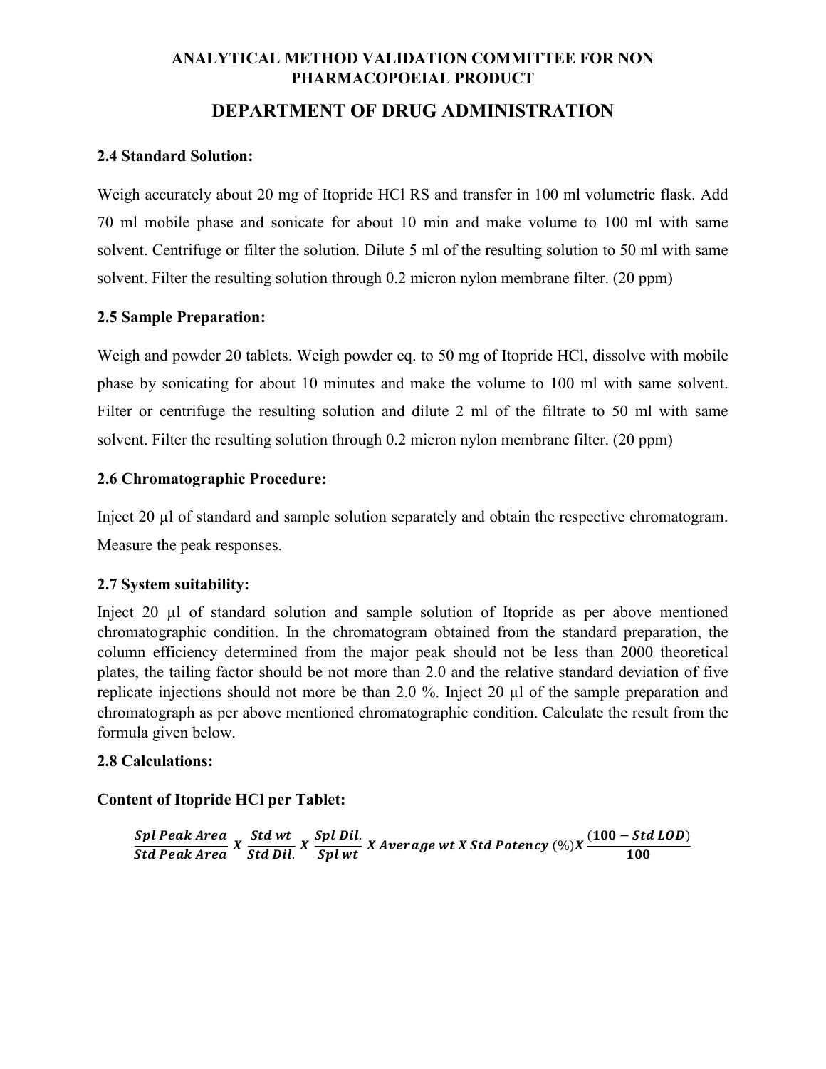**ANALYTICAL METHOD VALIDATION COMMITTEE FOR NON PHARMACOPOEIAL PRODUCT**

## DEPARTMENT OF DRUG ADMINISTRATION

### 2.4 Standard Solution:

Weigh accurately about 20 mg of Itopride HCl RS and transfer in 100 ml volumetric flask. Add 70 ml mobile phase and sonicate for about 10 min and make volume to 100 ml with same solvent. Centrifuge or filter the solution. Dilute 5 ml of the resulting solution to 50 ml with same solvent. Filter the resulting solution through 0.2 micron nylon membrane filter. (20 ppm)

### 2.5 Sample Preparation:

Weigh and powder 20 tablets. Weigh powder eq. to 50 mg of Itopride HCl, dissolve with mobile phase by sonicating for about 10 minutes and make the volume to 100 ml with same solvent. Filter or centrifuge the resulting solution and dilute 2 ml of the filtrate to 50 ml with same solvent. Filter the resulting solution through 0.2 micron nylon membrane filter. (20 ppm)

### 2.6 Chromatographic Procedure:

Inject 20 µl of standard and sample solution separately and obtain the respective chromatogram. Measure the peak responses.

### 2.7 System suitability:

Inject 20 µl of standard solution and sample solution of Itopride as per above mentioned chromatographic condition. In the chromatogram obtained from the standard preparation, the column efficiency determined from the major peak should not be less than 2000 theoretical plates, the tailing factor should be not more than 2.0 and the relative standard deviation of five replicate injections should not more be than 2.0 %. Inject 20 µl of the sample preparation and chromatograph as per above mentioned chromatographic condition. Calculate the result from the formula given below.

### 2.8 Calculations:

**Content of Itopride HCl per Tablet:**

$$\frac{\textit{Spl Peak Area}}{\textit{Std Peak Area}} \; X \; \frac{\textit{Std wt}}{\textit{Std Dil.}} \; X \; \frac{\textit{Spl Dil.}}{\textit{Spl wt}} \; X \; \textit{Average wt} \; X \; \textit{Std Potency} \; (\%) X \; \frac{(100 - \textit{Std LOD})}{100}$$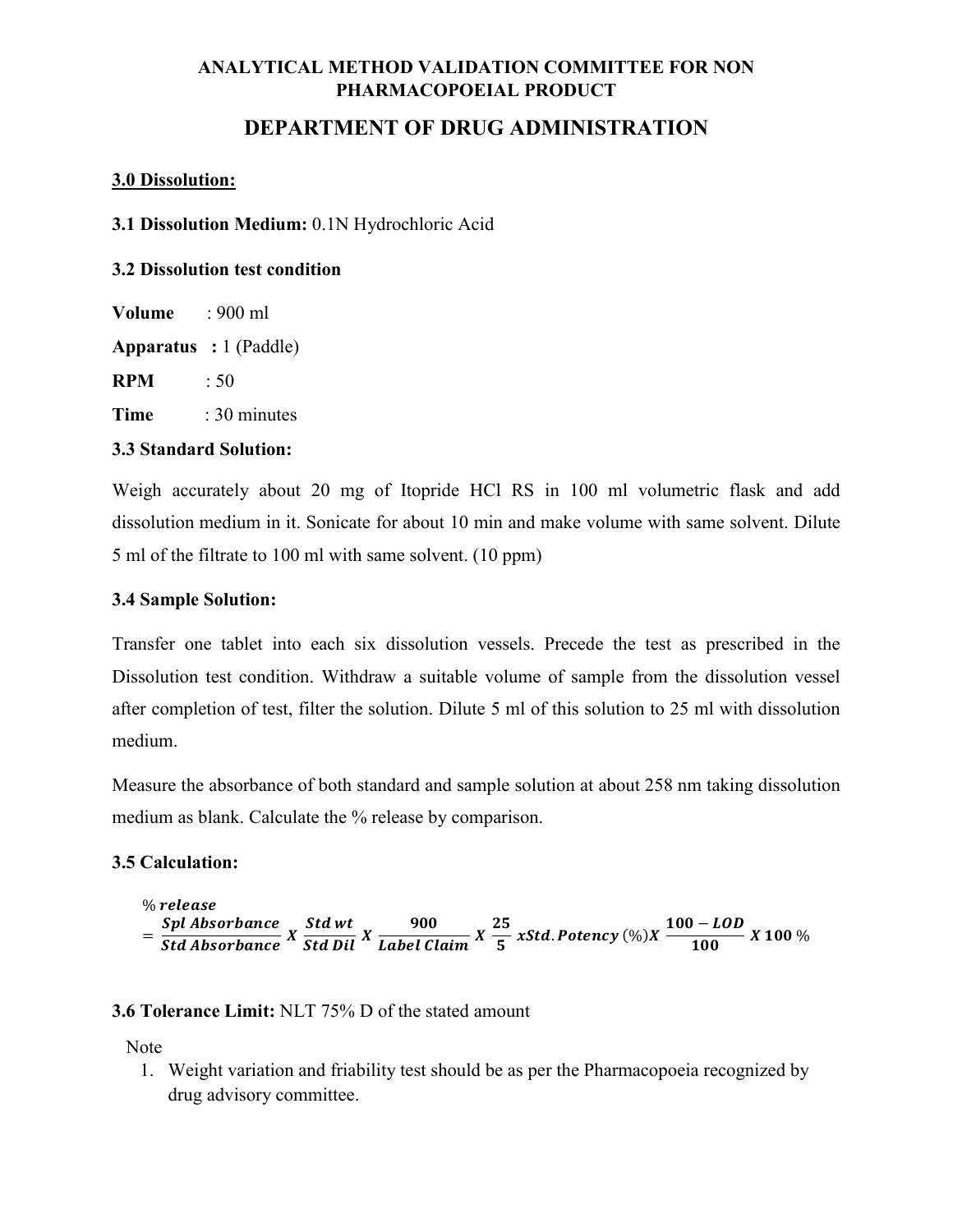**ANALYTICAL METHOD VALIDATION COMMITTEE FOR NON PHARMACOPOEIAL PRODUCT**

## DEPARTMENT OF DRUG ADMINISTRATION

### 3.0 Dissolution:

**3.1 Dissolution Medium:** 0.1N Hydrochloric Acid

**3.2 Dissolution test condition**

**Volume** : 900 ml

**Apparatus :** 1 (Paddle)

**RPM** : 50

**Time** : 30 minutes

**3.3 Standard Solution:**

Weigh accurately about 20 mg of Itopride HCl RS in 100 ml volumetric flask and add dissolution medium in it. Sonicate for about 10 min and make volume with same solvent. Dilute 5 ml of the filtrate to 100 ml with same solvent. (10 ppm)

**3.4 Sample Solution:**

Transfer one tablet into each six dissolution vessels. Precede the test as prescribed in the Dissolution test condition. Withdraw a suitable volume of sample from the dissolution vessel after completion of test, filter the solution. Dilute 5 ml of this solution to 25 ml with dissolution medium.

Measure the absorbance of both standard and sample solution at about 258 nm taking dissolution medium as blank. Calculate the % release by comparison.

**3.5 Calculation:**

$$\% \, \textbf{release} = \frac{\textbf{Spl Absorbance}}{\textbf{Std Absorbance}} \, X \, \frac{\textbf{Std wt}}{\textbf{Std Dil}} \, X \, \frac{\textbf{900}}{\textbf{Label Claim}} \, X \, \frac{\textbf{25}}{\textbf{5}} \, x\textbf{Std. Potency} \, (\%) X \, \frac{\textbf{100} - \textbf{LOD}}{\textbf{100}} \, X \, \textbf{100} \, \%$$

**3.6 Tolerance Limit:** NLT 75% D of the stated amount

Note

1. Weight variation and friability test should be as per the Pharmacopoeia recognized by drug advisory committee.